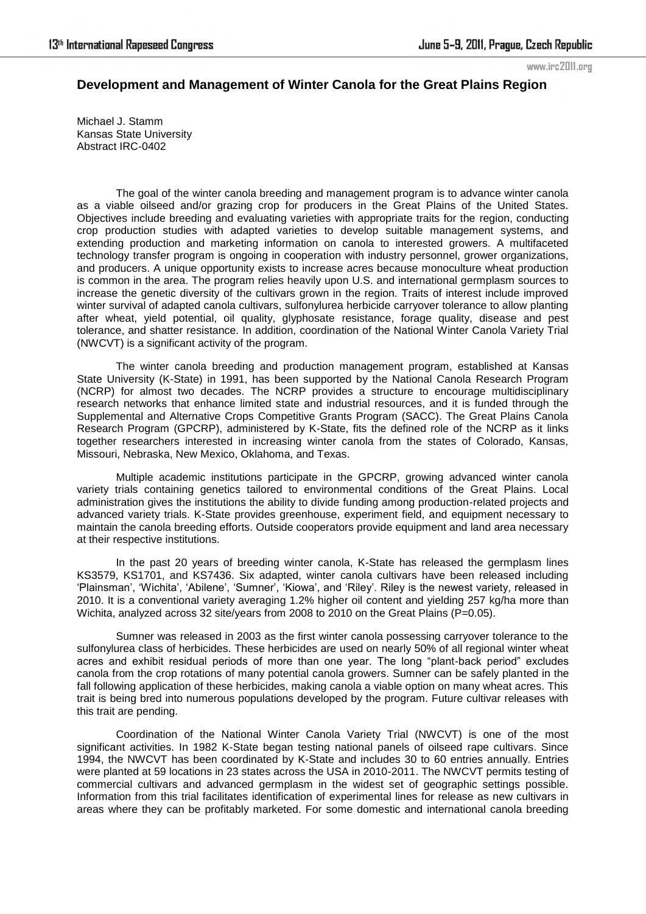# Development and Management of Winter Canola for the Great Plains Region

Michael J. Stamm
Kansas State University
Abstract IRC-0402

The goal of the winter canola breeding and management program is to advance winter canola as a viable oilseed and/or grazing crop for producers in the Great Plains of the United States. Objectives include breeding and evaluating varieties with appropriate traits for the region, conducting crop production studies with adapted varieties to develop suitable management systems, and extending production and marketing information on canola to interested growers. A multifaceted technology transfer program is ongoing in cooperation with industry personnel, grower organizations, and producers. A unique opportunity exists to increase acres because monoculture wheat production is common in the area. The program relies heavily upon U.S. and international germplasm sources to increase the genetic diversity of the cultivars grown in the region. Traits of interest include improved winter survival of adapted canola cultivars, sulfonylurea herbicide carryover tolerance to allow planting after wheat, yield potential, oil quality, glyphosate resistance, forage quality, disease and pest tolerance, and shatter resistance. In addition, coordination of the National Winter Canola Variety Trial (NWCVT) is a significant activity of the program.

The winter canola breeding and production management program, established at Kansas State University (K-State) in 1991, has been supported by the National Canola Research Program (NCRP) for almost two decades. The NCRP provides a structure to encourage multidisciplinary research networks that enhance limited state and industrial resources, and it is funded through the Supplemental and Alternative Crops Competitive Grants Program (SACC). The Great Plains Canola Research Program (GPCRP), administered by K-State, fits the defined role of the NCRP as it links together researchers interested in increasing winter canola from the states of Colorado, Kansas, Missouri, Nebraska, New Mexico, Oklahoma, and Texas.

Multiple academic institutions participate in the GPCRP, growing advanced winter canola variety trials containing genetics tailored to environmental conditions of the Great Plains. Local administration gives the institutions the ability to divide funding among production-related projects and advanced variety trials. K-State provides greenhouse, experiment field, and equipment necessary to maintain the canola breeding efforts. Outside cooperators provide equipment and land area necessary at their respective institutions.

In the past 20 years of breeding winter canola, K-State has released the germplasm lines KS3579, KS1701, and KS7436. Six adapted, winter canola cultivars have been released including 'Plainsman', 'Wichita', 'Abilene', 'Sumner', 'Kiowa', and 'Riley'. Riley is the newest variety, released in 2010. It is a conventional variety averaging 1.2% higher oil content and yielding 257 kg/ha more than Wichita, analyzed across 32 site/years from 2008 to 2010 on the Great Plains ($P=0.05$).

Sumner was released in 2003 as the first winter canola possessing carryover tolerance to the sulfonylurea class of herbicides. These herbicides are used on nearly 50% of all regional winter wheat acres and exhibit residual periods of more than one year. The long "plant-back period" excludes canola from the crop rotations of many potential canola growers. Sumner can be safely planted in the fall following application of these herbicides, making canola a viable option on many wheat acres. This trait is being bred into numerous populations developed by the program. Future cultivar releases with this trait are pending.

Coordination of the National Winter Canola Variety Trial (NWCVT) is one of the most significant activities. In 1982 K-State began testing national panels of oilseed rape cultivars. Since 1994, the NWCVT has been coordinated by K-State and includes 30 to 60 entries annually. Entries were planted at 59 locations in 23 states across the USA in 2010-2011. The NWCVT permits testing of commercial cultivars and advanced germplasm in the widest set of geographic settings possible. Information from this trial facilitates identification of experimental lines for release as new cultivars in areas where they can be profitably marketed. For some domestic and international canola breeding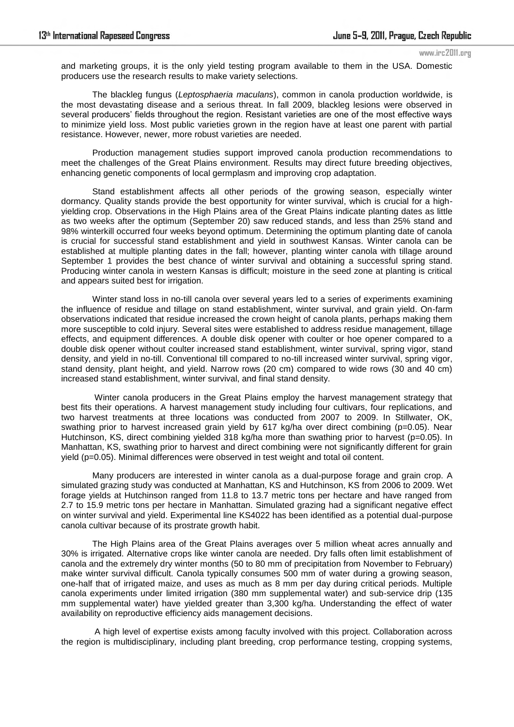and marketing groups, it is the only yield testing program available to them in the USA. Domestic producers use the research results to make variety selections.

The blackleg fungus (*Leptosphaeria maculans*), common in canola production worldwide, is the most devastating disease and a serious threat. In fall 2009, blackleg lesions were observed in several producers' fields throughout the region. Resistant varieties are one of the most effective ways to minimize yield loss. Most public varieties grown in the region have at least one parent with partial resistance. However, newer, more robust varieties are needed.

Production management studies support improved canola production recommendations to meet the challenges of the Great Plains environment. Results may direct future breeding objectives, enhancing genetic components of local germplasm and improving crop adaptation.

Stand establishment affects all other periods of the growing season, especially winter dormancy. Quality stands provide the best opportunity for winter survival, which is crucial for a high-yielding crop. Observations in the High Plains area of the Great Plains indicate planting dates as little as two weeks after the optimum (September 20) saw reduced stands, and less than 25% stand and 98% winterkill occurred four weeks beyond optimum. Determining the optimum planting date of canola is crucial for successful stand establishment and yield in southwest Kansas. Winter canola can be established at multiple planting dates in the fall; however, planting winter canola with tillage around September 1 provides the best chance of winter survival and obtaining a successful spring stand. Producing winter canola in western Kansas is difficult; moisture in the seed zone at planting is critical and appears suited best for irrigation.

Winter stand loss in no-till canola over several years led to a series of experiments examining the influence of residue and tillage on stand establishment, winter survival, and grain yield. On-farm observations indicated that residue increased the crown height of canola plants, perhaps making them more susceptible to cold injury. Several sites were established to address residue management, tillage effects, and equipment differences. A double disk opener with coulter or hoe opener compared to a double disk opener without coulter increased stand establishment, winter survival, spring vigor, stand density, and yield in no-till. Conventional till compared to no-till increased winter survival, spring vigor, stand density, plant height, and yield. Narrow rows (20 cm) compared to wide rows (30 and 40 cm) increased stand establishment, winter survival, and final stand density.

Winter canola producers in the Great Plains employ the harvest management strategy that best fits their operations. A harvest management study including four cultivars, four replications, and two harvest treatments at three locations was conducted from 2007 to 2009. In Stillwater, OK, swathing prior to harvest increased grain yield by 617 kg/ha over direct combining ($p=0.05$). Near Hutchinson, KS, direct combining yielded 318 kg/ha more than swathing prior to harvest ($p=0.05$). In Manhattan, KS, swathing prior to harvest and direct combining were not significantly different for grain yield ($p=0.05$). Minimal differences were observed in test weight and total oil content.

Many producers are interested in winter canola as a dual-purpose forage and grain crop. A simulated grazing study was conducted at Manhattan, KS and Hutchinson, KS from 2006 to 2009. Wet forage yields at Hutchinson ranged from 11.8 to 13.7 metric tons per hectare and have ranged from 2.7 to 15.9 metric tons per hectare in Manhattan. Simulated grazing had a significant negative effect on winter survival and yield. Experimental line KS4022 has been identified as a potential dual-purpose canola cultivar because of its prostrate growth habit.

The High Plains area of the Great Plains averages over 5 million wheat acres annually and 30% is irrigated. Alternative crops like winter canola are needed. Dry falls often limit establishment of canola and the extremely dry winter months (50 to 80 mm of precipitation from November to February) make winter survival difficult. Canola typically consumes 500 mm of water during a growing season, one-half that of irrigated maize, and uses as much as 8 mm per day during critical periods. Multiple canola experiments under limited irrigation (380 mm supplemental water) and sub-service drip (135 mm supplemental water) have yielded greater than 3,300 kg/ha. Understanding the effect of water availability on reproductive efficiency aids management decisions.

A high level of expertise exists among faculty involved with this project. Collaboration across the region is multidisciplinary, including plant breeding, crop performance testing, cropping systems,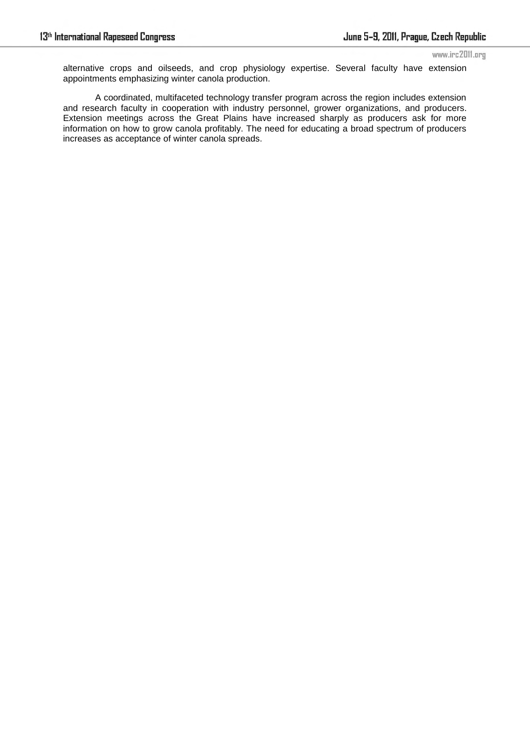alternative crops and oilseeds, and crop physiology expertise. Several faculty have extension appointments emphasizing winter canola production.

A coordinated, multifaceted technology transfer program across the region includes extension and research faculty in cooperation with industry personnel, grower organizations, and producers. Extension meetings across the Great Plains have increased sharply as producers ask for more information on how to grow canola profitably. The need for educating a broad spectrum of producers increases as acceptance of winter canola spreads.